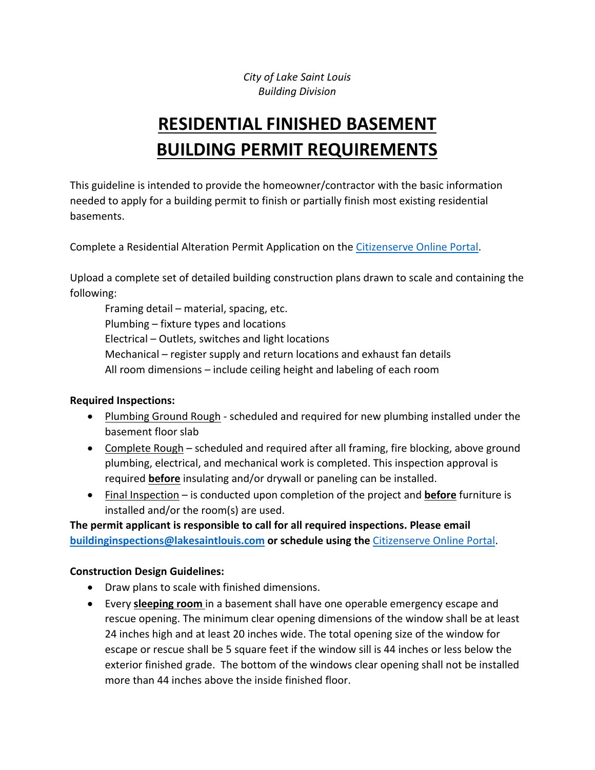*City of Lake Saint Louis*
*Building Division*

# RESIDENTIAL FINISHED BASEMENT BUILDING PERMIT REQUIREMENTS

This guideline is intended to provide the homeowner/contractor with the basic information needed to apply for a building permit to finish or partially finish most existing residential basements.

Complete a Residential Alteration Permit Application on the Citizenserve Online Portal.

Upload a complete set of detailed building construction plans drawn to scale and containing the following:

Framing detail – material, spacing, etc.
Plumbing – fixture types and locations
Electrical – Outlets, switches and light locations
Mechanical – register supply and return locations and exhaust fan details
All room dimensions – include ceiling height and labeling of each room

**Required Inspections:**

- Plumbing Ground Rough - scheduled and required for new plumbing installed under the basement floor slab
- Complete Rough – scheduled and required after all framing, fire blocking, above ground plumbing, electrical, and mechanical work is completed. This inspection approval is required **before** insulating and/or drywall or paneling can be installed.
- Final Inspection – is conducted upon completion of the project and **before** furniture is installed and/or the room(s) are used.

**The permit applicant is responsible to call for all required inspections. Please email buildinginspections@lakesaintlouis.com or schedule using the** Citizenserve Online Portal.

**Construction Design Guidelines:**

- Draw plans to scale with finished dimensions.
- Every **sleeping room** in a basement shall have one operable emergency escape and rescue opening. The minimum clear opening dimensions of the window shall be at least 24 inches high and at least 20 inches wide. The total opening size of the window for escape or rescue shall be 5 square feet if the window sill is 44 inches or less below the exterior finished grade. The bottom of the windows clear opening shall not be installed more than 44 inches above the inside finished floor.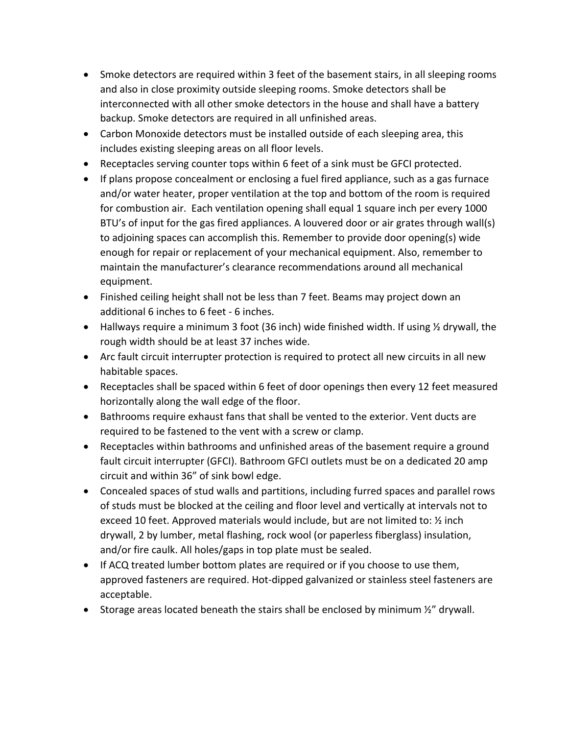- Smoke detectors are required within 3 feet of the basement stairs, in all sleeping rooms and also in close proximity outside sleeping rooms. Smoke detectors shall be interconnected with all other smoke detectors in the house and shall have a battery backup. Smoke detectors are required in all unfinished areas.
- Carbon Monoxide detectors must be installed outside of each sleeping area, this includes existing sleeping areas on all floor levels.
- Receptacles serving counter tops within 6 feet of a sink must be GFCI protected.
- If plans propose concealment or enclosing a fuel fired appliance, such as a gas furnace and/or water heater, proper ventilation at the top and bottom of the room is required for combustion air. Each ventilation opening shall equal 1 square inch per every 1000 BTU's of input for the gas fired appliances. A louvered door or air grates through wall(s) to adjoining spaces can accomplish this. Remember to provide door opening(s) wide enough for repair or replacement of your mechanical equipment. Also, remember to maintain the manufacturer's clearance recommendations around all mechanical equipment.
- Finished ceiling height shall not be less than 7 feet. Beams may project down an additional 6 inches to 6 feet - 6 inches.
- Hallways require a minimum 3 foot (36 inch) wide finished width. If using ½ drywall, the rough width should be at least 37 inches wide.
- Arc fault circuit interrupter protection is required to protect all new circuits in all new habitable spaces.
- Receptacles shall be spaced within 6 feet of door openings then every 12 feet measured horizontally along the wall edge of the floor.
- Bathrooms require exhaust fans that shall be vented to the exterior. Vent ducts are required to be fastened to the vent with a screw or clamp.
- Receptacles within bathrooms and unfinished areas of the basement require a ground fault circuit interrupter (GFCI). Bathroom GFCI outlets must be on a dedicated 20 amp circuit and within 36" of sink bowl edge.
- Concealed spaces of stud walls and partitions, including furred spaces and parallel rows of studs must be blocked at the ceiling and floor level and vertically at intervals not to exceed 10 feet. Approved materials would include, but are not limited to: ½ inch drywall, 2 by lumber, metal flashing, rock wool (or paperless fiberglass) insulation, and/or fire caulk. All holes/gaps in top plate must be sealed.
- If ACQ treated lumber bottom plates are required or if you choose to use them, approved fasteners are required. Hot-dipped galvanized or stainless steel fasteners are acceptable.
- Storage areas located beneath the stairs shall be enclosed by minimum ½" drywall.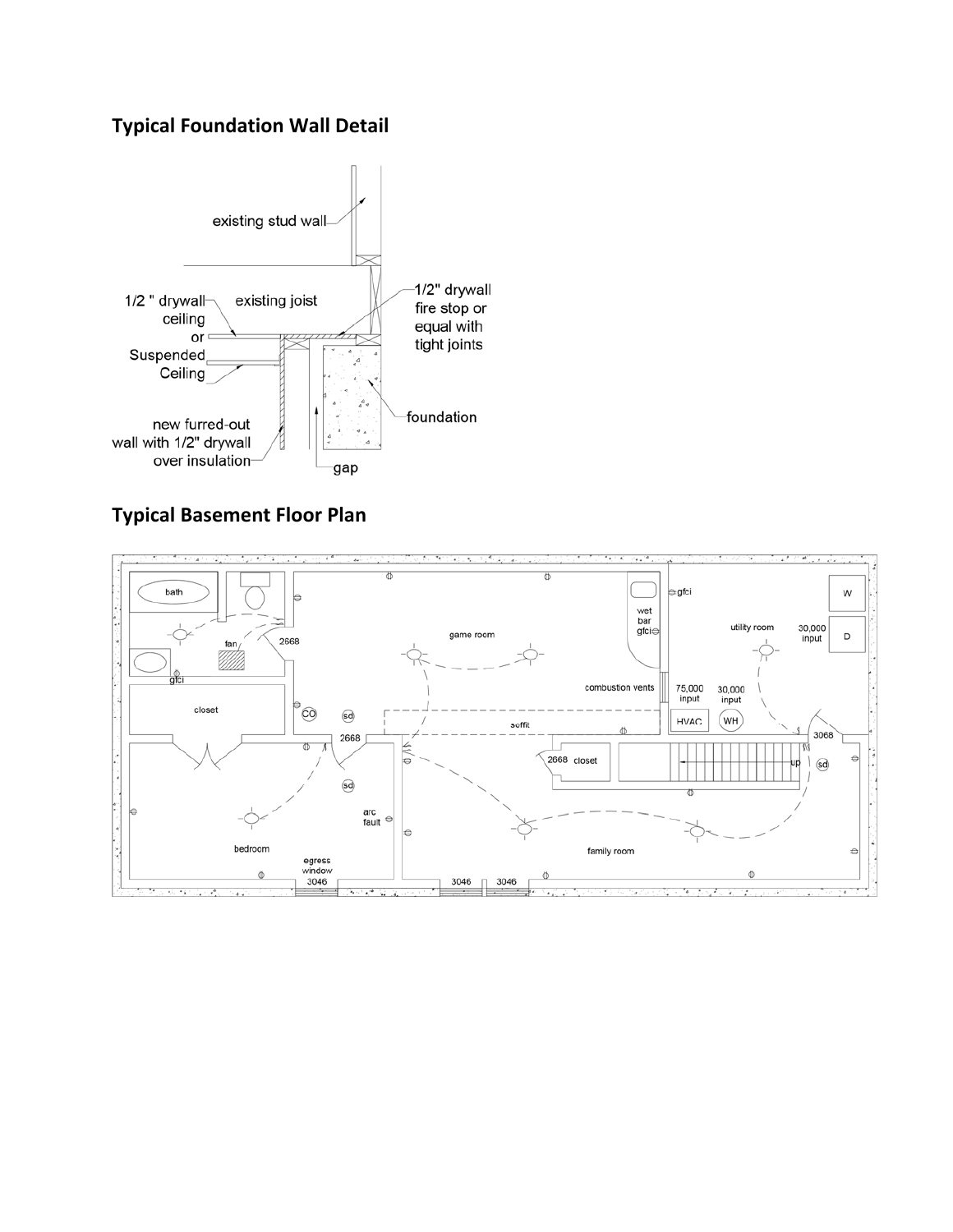## Typical Foundation Wall Detail

existing stud wall

1/2 " drywall ceiling or Suspended Ceiling

existing joist

1/2" drywall fire stop or equal with tight joints

foundation

new furred-out wall with 1/2" drywall over insulation

gap

## Typical Basement Floor Plan

bath

fan

gfci

2668

closet

CO

sd

game room

wet bar gfci

gfci

utility room

W

D

30,000 input

combustion vents

75,000 input

30,000 input

HVAC

WH

soffit

2668

2668 closet

up

3068

sd

sd

arc fault

bedroom

egress window 3046

3046

3046

family room